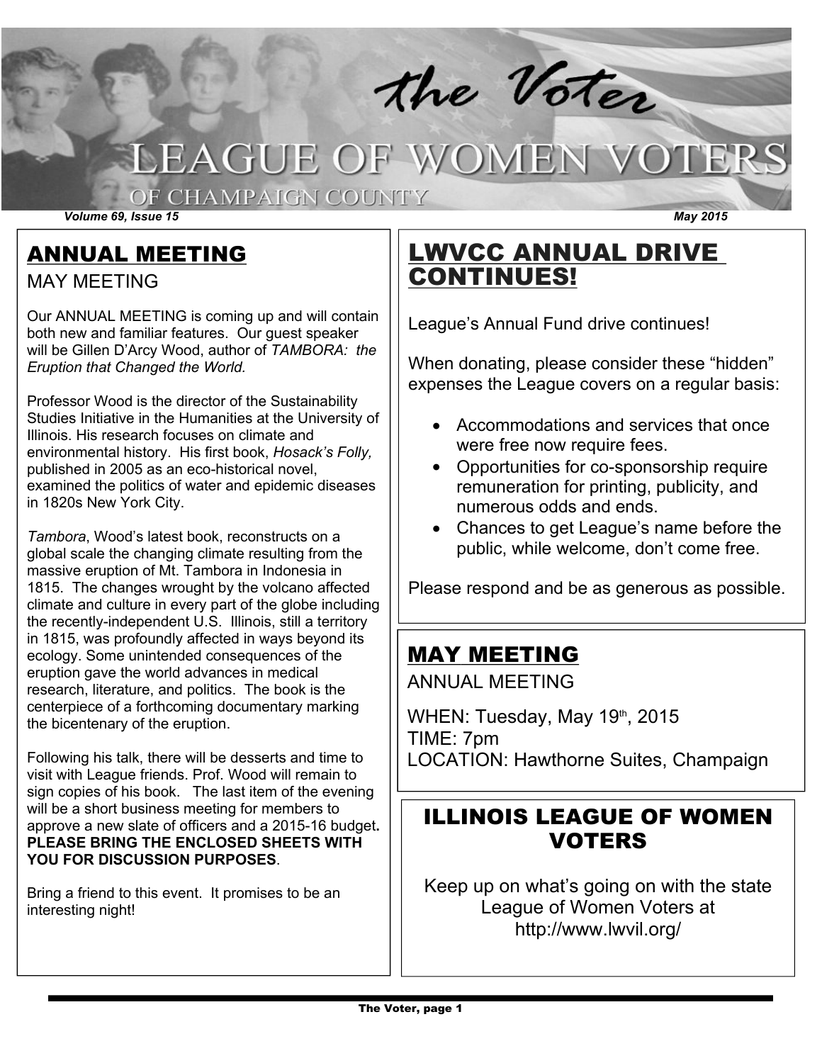# the Voter
## LEAGUE OF WOMEN VOTERS OF CHAMPAIGN COUNTY

*Volume 69, Issue 15* *May 2015*

## ANNUAL MEETING

MAY MEETING

Our ANNUAL MEETING is coming up and will contain both new and familiar features. Our guest speaker will be Gillen D'Arcy Wood, author of *TAMBORA: the Eruption that Changed the World.*

Professor Wood is the director of the Sustainability Studies Initiative in the Humanities at the University of Illinois. His research focuses on climate and environmental history. His first book, *Hosack's Folly,* published in 2005 as an eco-historical novel, examined the politics of water and epidemic diseases in 1820s New York City.

*Tambora*, Wood's latest book, reconstructs on a global scale the changing climate resulting from the massive eruption of Mt. Tambora in Indonesia in 1815. The changes wrought by the volcano affected climate and culture in every part of the globe including the recently-independent U.S. Illinois, still a territory in 1815, was profoundly affected in ways beyond its ecology. Some unintended consequences of the eruption gave the world advances in medical research, literature, and politics. The book is the centerpiece of a forthcoming documentary marking the bicentenary of the eruption.

Following his talk, there will be desserts and time to visit with League friends. Prof. Wood will remain to sign copies of his book. The last item of the evening will be a short business meeting for members to approve a new slate of officers and a 2015-16 budget**. PLEASE BRING THE ENCLOSED SHEETS WITH YOU FOR DISCUSSION PURPOSES**.

Bring a friend to this event. It promises to be an interesting night!

## LWVCC ANNUAL DRIVE CONTINUES!

League's Annual Fund drive continues!

When donating, please consider these "hidden" expenses the League covers on a regular basis:

- Accommodations and services that once were free now require fees.
- Opportunities for co-sponsorship require remuneration for printing, publicity, and numerous odds and ends.
- Chances to get League's name before the public, while welcome, don't come free.

Please respond and be as generous as possible.

## MAY MEETING

ANNUAL MEETING

WHEN: Tuesday, May 19th, 2015
TIME: 7pm
LOCATION: Hawthorne Suites, Champaign

## ILLINOIS LEAGUE OF WOMEN VOTERS

Keep up on what's going on with the state League of Women Voters at http://www.lwvil.org/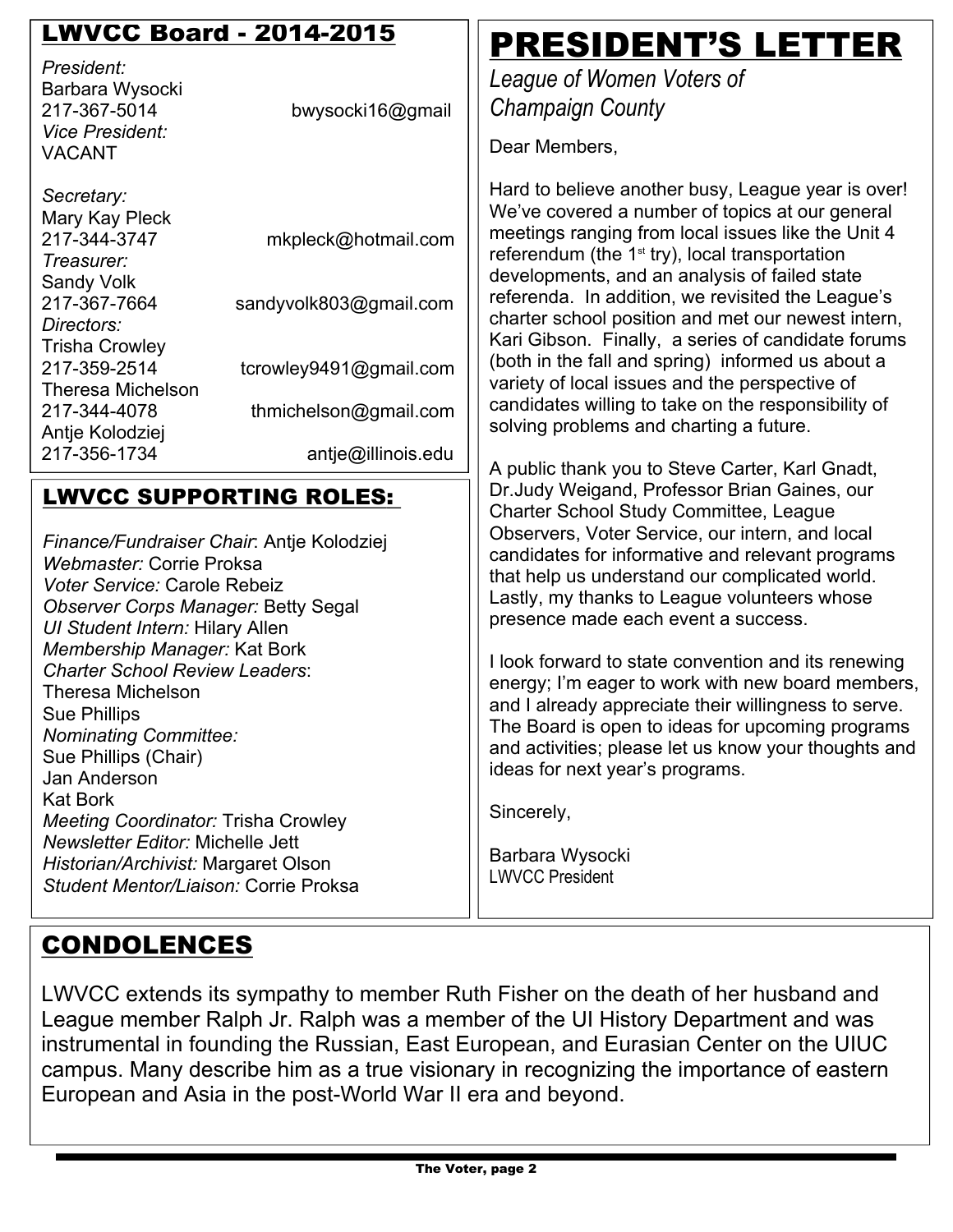## LWVCC Board - 2014-2015

*President:*
Barbara Wysocki
217-367-5014 bwysocki16@gmail
*Vice President:*
VACANT

*Secretary:*
Mary Kay Pleck
217-344-3747 mkpleck@hotmail.com
*Treasurer:*
Sandy Volk
217-367-7664 sandyvolk803@gmail.com
*Directors:*
Trisha Crowley
217-359-2514 tcrowley9491@gmail.com
Theresa Michelson
217-344-4078 thmichelson@gmail.com
Antje Kolodziej
217-356-1734 antje@illinois.edu

## LWVCC SUPPORTING ROLES:

*Finance/Fundraiser Chair*: Antje Kolodziej
*Webmaster:* Corrie Proksa
*Voter Service:* Carole Rebeiz
*Observer Corps Manager:* Betty Segal
*UI Student Intern:* Hilary Allen
*Membership Manager:* Kat Bork
*Charter School Review Leaders*:
Theresa Michelson
Sue Phillips
*Nominating Committee:*
Sue Phillips (Chair)
Jan Anderson
Kat Bork
*Meeting Coordinator:* Trisha Crowley
*Newsletter Editor:* Michelle Jett
*Historian/Archivist:* Margaret Olson
*Student Mentor/Liaison:* Corrie Proksa

# PRESIDENT'S LETTER

*League of Women Voters of Champaign County*

Dear Members,

Hard to believe another busy, League year is over! We've covered a number of topics at our general meetings ranging from local issues like the Unit 4 referendum (the 1st try), local transportation developments, and an analysis of failed state referenda. In addition, we revisited the League's charter school position and met our newest intern, Kari Gibson. Finally, a series of candidate forums (both in the fall and spring) informed us about a variety of local issues and the perspective of candidates willing to take on the responsibility of solving problems and charting a future.

A public thank you to Steve Carter, Karl Gnadt, Dr.Judy Weigand, Professor Brian Gaines, our Charter School Study Committee, League Observers, Voter Service, our intern, and local candidates for informative and relevant programs that help us understand our complicated world. Lastly, my thanks to League volunteers whose presence made each event a success.

I look forward to state convention and its renewing energy; I'm eager to work with new board members, and I already appreciate their willingness to serve. The Board is open to ideas for upcoming programs and activities; please let us know your thoughts and ideas for next year's programs.

Sincerely,

Barbara Wysocki
LWVCC President

## CONDOLENCES

LWVCC extends its sympathy to member Ruth Fisher on the death of her husband and League member Ralph Jr. Ralph was a member of the UI History Department and was instrumental in founding the Russian, East European, and Eurasian Center on the UIUC campus. Many describe him as a true visionary in recognizing the importance of eastern European and Asia in the post-World War II era and beyond.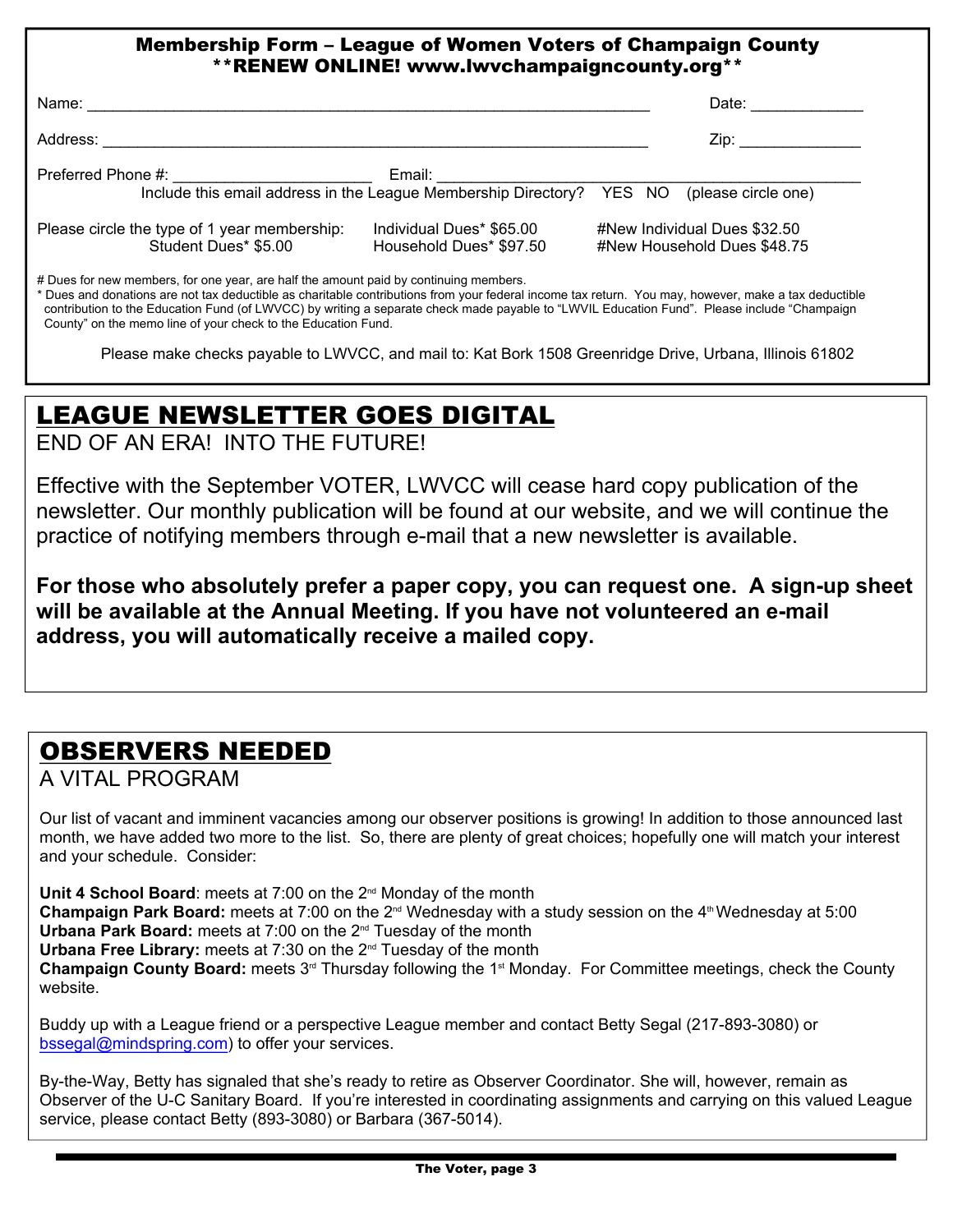## Membership Form – League of Women Voters of Champaign County

**\*\*RENEW ONLINE! www.lwvchampaigncounty.org\*\***

Name: ______________________________________________ Date: ____________

Address: ____________________________________________ Zip: _____________

Preferred Phone #: ____________________ Email: _________________________________

Include this email address in the League Membership Directory? YES NO (please circle one)

Please circle the type of 1 year membership:

| | | |
|---|---|---|
| Student Dues* $5.00 | Individual Dues* $65.00 | #New Individual Dues $32.50 |
| | Household Dues* $97.50 | #New Household Dues $48.75 |

\# Dues for new members, for one year, are half the amount paid by continuing members.

\* Dues and donations are not tax deductible as charitable contributions from your federal income tax return. You may, however, make a tax deductible contribution to the Education Fund (of LWVCC) by writing a separate check made payable to "LWVIL Education Fund". Please include "Champaign County" on the memo line of your check to the Education Fund.

Please make checks payable to LWVCC, and mail to: Kat Bork 1508 Greenridge Drive, Urbana, Illinois 61802

# LEAGUE NEWSLETTER GOES DIGITAL

END OF AN ERA! INTO THE FUTURE!

Effective with the September VOTER, LWVCC will cease hard copy publication of the newsletter. Our monthly publication will be found at our website, and we will continue the practice of notifying members through e-mail that a new newsletter is available.

**For those who absolutely prefer a paper copy, you can request one. A sign-up sheet will be available at the Annual Meeting. If you have not volunteered an e-mail address, you will automatically receive a mailed copy.**

# OBSERVERS NEEDED

A VITAL PROGRAM

Our list of vacant and imminent vacancies among our observer positions is growing! In addition to those announced last month, we have added two more to the list. So, there are plenty of great choices; hopefully one will match your interest and your schedule. Consider:

**Unit 4 School Board**: meets at 7:00 on the 2nd Monday of the month
**Champaign Park Board:** meets at 7:00 on the 2nd Wednesday with a study session on the 4th Wednesday at 5:00
**Urbana Park Board:** meets at 7:00 on the 2nd Tuesday of the month
**Urbana Free Library:** meets at 7:30 on the 2nd Tuesday of the month
**Champaign County Board:** meets 3rd Thursday following the 1st Monday. For Committee meetings, check the County website.

Buddy up with a League friend or a perspective League member and contact Betty Segal (217-893-3080) or bssegal@mindspring.com) to offer your services.

By-the-Way, Betty has signaled that she's ready to retire as Observer Coordinator. She will, however, remain as Observer of the U-C Sanitary Board. If you're interested in coordinating assignments and carrying on this valued League service, please contact Betty (893-3080) or Barbara (367-5014).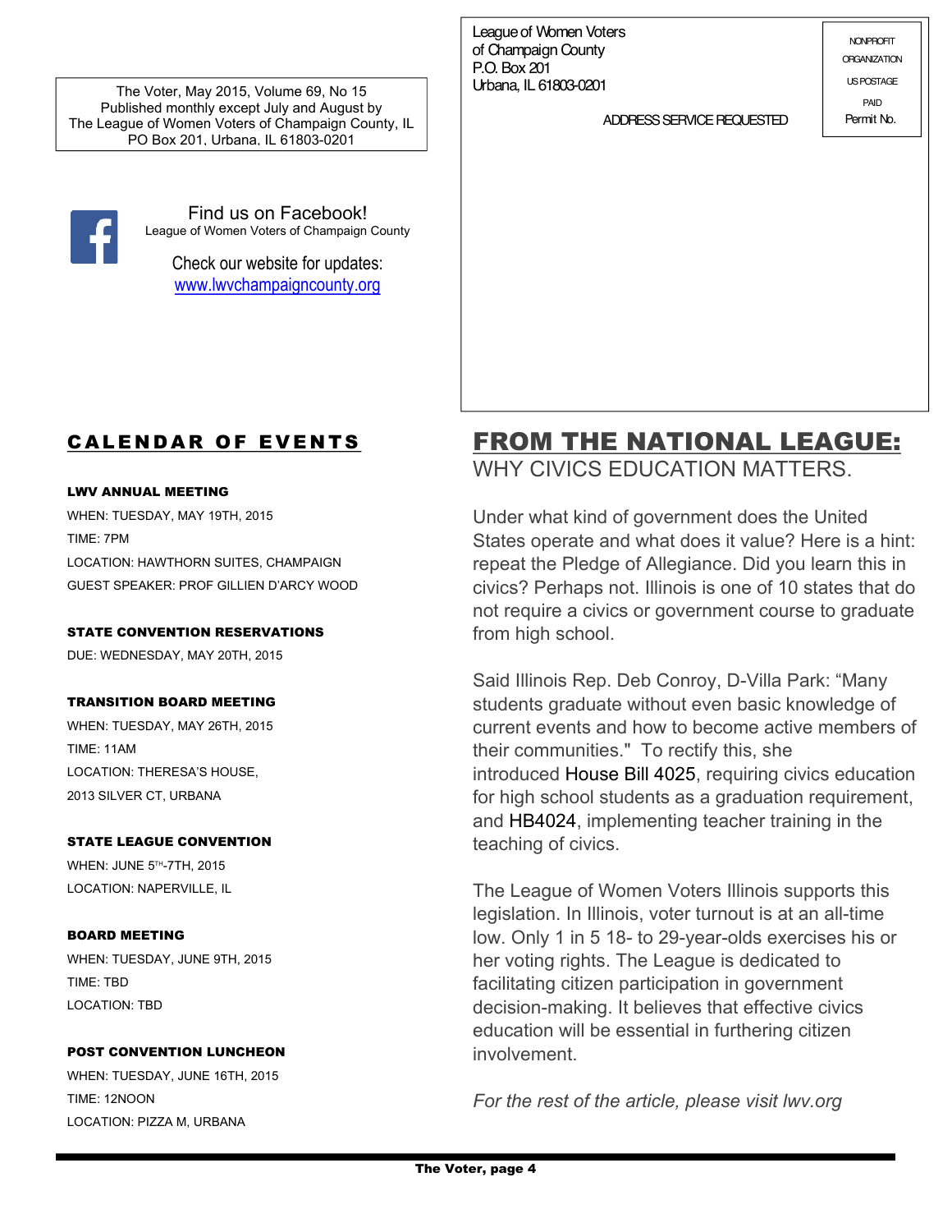The Voter, May 2015, Volume 69, No 15
Published monthly except July and August by
The League of Women Voters of Champaign County, IL
PO Box 201, Urbana, IL 61803-0201

Find us on Facebook!
League of Women Voters of Champaign County

Check our website for updates:
[www.lwvchampaigncounty.org](http://www.lwvchampaigncounty.org)

League of Women Voters
of Champaign County
P.O. Box 201
Urbana, IL 61803-0201

ADDRESS SERVICE REQUESTED

NONPROFIT
ORGANIZATION
US POSTAGE
PAID
Permit No.

## CALENDAR OF EVENTS

**LWV ANNUAL MEETING**
WHEN: TUESDAY, MAY 19TH, 2015
TIME: 7PM
LOCATION: HAWTHORN SUITES, CHAMPAIGN
GUEST SPEAKER: PROF GILLIEN D'ARCY WOOD

**STATE CONVENTION RESERVATIONS**
DUE: WEDNESDAY, MAY 20TH, 2015

**TRANSITION BOARD MEETING**
WHEN: TUESDAY, MAY 26TH, 2015
TIME: 11AM
LOCATION: THERESA'S HOUSE,
2013 SILVER CT, URBANA

**STATE LEAGUE CONVENTION**
WHEN: JUNE 5TH-7TH, 2015
LOCATION: NAPERVILLE, IL

**BOARD MEETING**
WHEN: TUESDAY, JUNE 9TH, 2015
TIME: TBD
LOCATION: TBD

**POST CONVENTION LUNCHEON**
WHEN: TUESDAY, JUNE 16TH, 2015
TIME: 12NOON
LOCATION: PIZZA M, URBANA

## FROM THE NATIONAL LEAGUE:
WHY CIVICS EDUCATION MATTERS.

Under what kind of government does the United States operate and what does it value? Here is a hint: repeat the Pledge of Allegiance. Did you learn this in civics? Perhaps not. Illinois is one of 10 states that do not require a civics or government course to graduate from high school.

Said Illinois Rep. Deb Conroy, D-Villa Park: "Many students graduate without even basic knowledge of current events and how to become active members of their communities." To rectify this, she introduced House Bill 4025, requiring civics education for high school students as a graduation requirement, and HB4024, implementing teacher training in the teaching of civics.

The League of Women Voters Illinois supports this legislation. In Illinois, voter turnout is at an all-time low. Only 1 in 5 18- to 29-year-olds exercises his or her voting rights. The League is dedicated to facilitating citizen participation in government decision-making. It believes that effective civics education will be essential in furthering citizen involvement.

*For the rest of the article, please visit lwv.org*